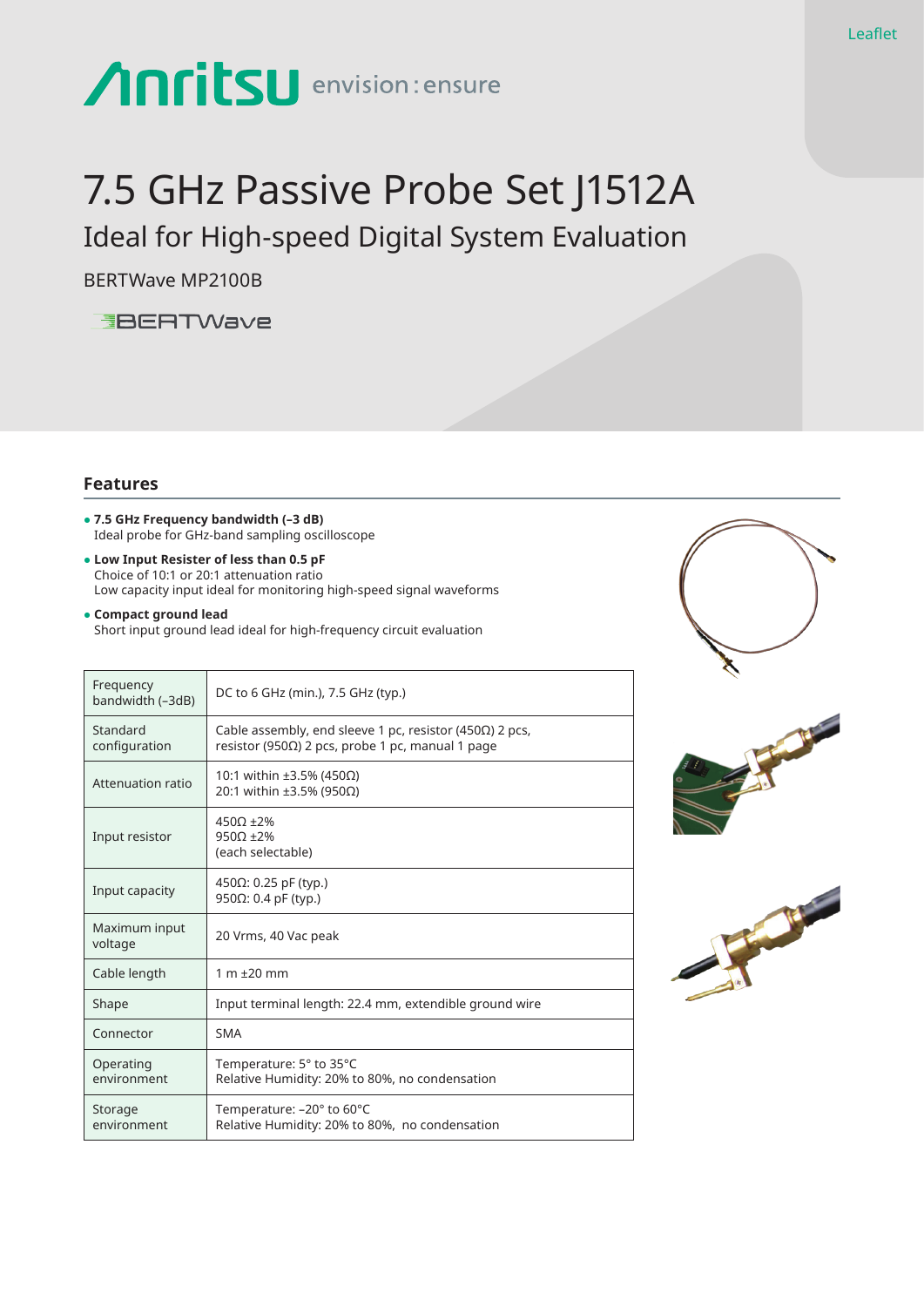Leaflet

# 7.5 GHz Passive Probe Set J1512A

## Ideal for High-speed Digital System Evaluation

BERTWave MP2100B

## Features

- **7.5 GHz Frequency bandwidth (–3 dB)**
  Ideal probe for GHz-band sampling oscilloscope
- **Low Input Resister of less than 0.5 pF**
  Choice of 10:1 or 20:1 attenuation ratio
  Low capacity input ideal for monitoring high-speed signal waveforms
- **Compact ground lead**
  Short input ground lead ideal for high-frequency circuit evaluation

| | |
|---|---|
| Frequency bandwidth (–3dB) | DC to 6 GHz (min.), 7.5 GHz (typ.) |
| Standard configuration | Cable assembly, end sleeve 1 pc, resistor (450Ω) 2 pcs, resistor (950Ω) 2 pcs, probe 1 pc, manual 1 page |
| Attenuation ratio | 10:1 within ±3.5% (450Ω)<br>20:1 within ±3.5% (950Ω) |
| Input resistor | 450Ω ±2%<br>950Ω ±2%<br>(each selectable) |
| Input capacity | 450Ω: 0.25 pF (typ.)<br>950Ω: 0.4 pF (typ.) |
| Maximum input voltage | 20 Vrms, 40 Vac peak |
| Cable length | 1 m ±20 mm |
| Shape | Input terminal length: 22.4 mm, extendible ground wire |
| Connector | SMA |
| Operating environment | Temperature: 5° to 35°C<br>Relative Humidity: 20% to 80%, no condensation |
| Storage environment | Temperature: –20° to 60°C<br>Relative Humidity: 20% to 80%, no condensation |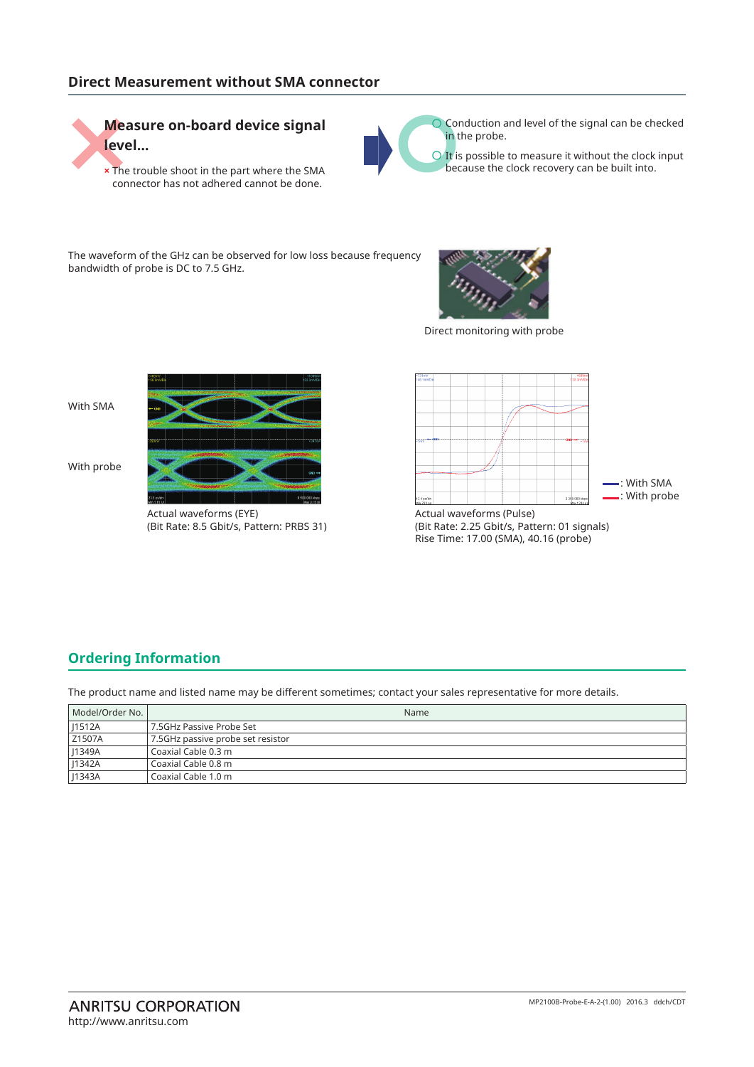## Direct Measurement without SMA connector

**Measure on-board device signal level...**

× The trouble shoot in the part where the SMA connector has not adhered cannot be done.

○ Conduction and level of the signal can be checked in the probe.

○ It is possible to measure it without the clock input because the clock recovery can be built into.

The waveform of the GHz can be observed for low loss because frequency bandwidth of probe is DC to 7.5 GHz.

Direct monitoring with probe

With SMA

With probe

Actual waveforms (EYE)
(Bit Rate: 8.5 Gbit/s, Pattern: PRBS 31)

: With SMA
: With probe

Actual waveforms (Pulse)
(Bit Rate: 2.25 Gbit/s, Pattern: 01 signals)
Rise Time: 17.00 (SMA), 40.16 (probe)

## Ordering Information

The product name and listed name may be different sometimes; contact your sales representative for more details.

| Model/Order No. | Name |
|---|---|
| J1512A | 7.5GHz Passive Probe Set |
| Z1507A | 7.5GHz passive probe set resistor |
| J1349A | Coaxial Cable 0.3 m |
| J1342A | Coaxial Cable 0.8 m |
| J1343A | Coaxial Cable 1.0 m |

ANRITSU CORPORATION
http://www.anritsu.com

MP2100B-Probe-E-A-2-(1.00) 2016.3 ddch/CDT